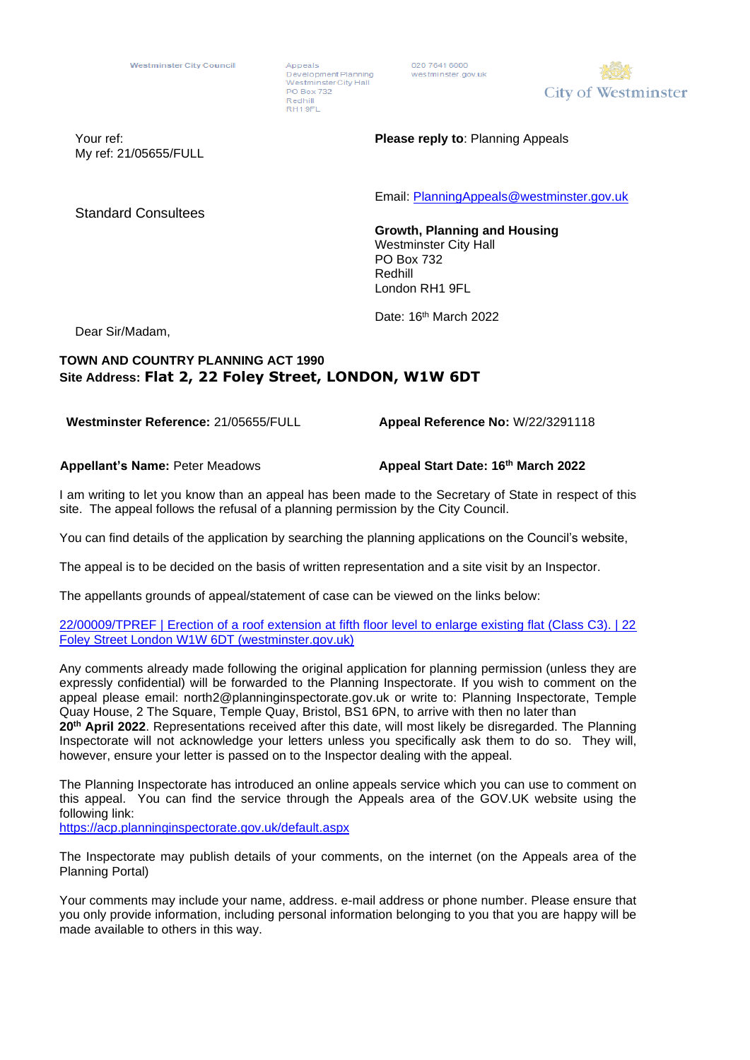Westminster City Council

Appeals
Development Planning
Westminster City Hall
PO Box 732
Redhill
RH1 9FL

020 7641 6000
westminster.gov.uk

City of Westminster

Your ref:
My ref: 21/05655/FULL

**Please reply to**: Planning Appeals

Email: [PlanningAppeals@westminster.gov.uk](mailto:PlanningAppeals@westminster.gov.uk)

Standard Consultees

**Growth, Planning and Housing**
Westminster City Hall
PO Box 732
Redhill
London RH1 9FL

Date: 16th March 2022

Dear Sir/Madam,

**TOWN AND COUNTRY PLANNING ACT 1990**
**Site Address: Flat 2, 22 Foley Street, LONDON, W1W 6DT**

**Westminster Reference:** 21/05655/FULL

**Appeal Reference No:** W/22/3291118

**Appellant's Name:** Peter Meadows

**Appeal Start Date: 16th March 2022**

I am writing to let you know than an appeal has been made to the Secretary of State in respect of this site. The appeal follows the refusal of a planning permission by the City Council.

You can find details of the application by searching the planning applications on the Council's website,

The appeal is to be decided on the basis of written representation and a site visit by an Inspector.

The appellants grounds of appeal/statement of case can be viewed on the links below:

22/00009/TPREF | Erection of a roof extension at fifth floor level to enlarge existing flat (Class C3). | 22 Foley Street London W1W 6DT (westminster.gov.uk)

Any comments already made following the original application for planning permission (unless they are expressly confidential) will be forwarded to the Planning Inspectorate. If you wish to comment on the appeal please email: north2@planninginspectorate.gov.uk or write to: Planning Inspectorate, Temple Quay House, 2 The Square, Temple Quay, Bristol, BS1 6PN, to arrive with then no later than **20th April 2022**. Representations received after this date, will most likely be disregarded. The Planning Inspectorate will not acknowledge your letters unless you specifically ask them to do so. They will, however, ensure your letter is passed on to the Inspector dealing with the appeal.

The Planning Inspectorate has introduced an online appeals service which you can use to comment on this appeal. You can find the service through the Appeals area of the GOV.UK website using the following link:
https://acp.planninginspectorate.gov.uk/default.aspx

The Inspectorate may publish details of your comments, on the internet (on the Appeals area of the Planning Portal)

Your comments may include your name, address. e-mail address or phone number. Please ensure that you only provide information, including personal information belonging to you that you are happy will be made available to others in this way.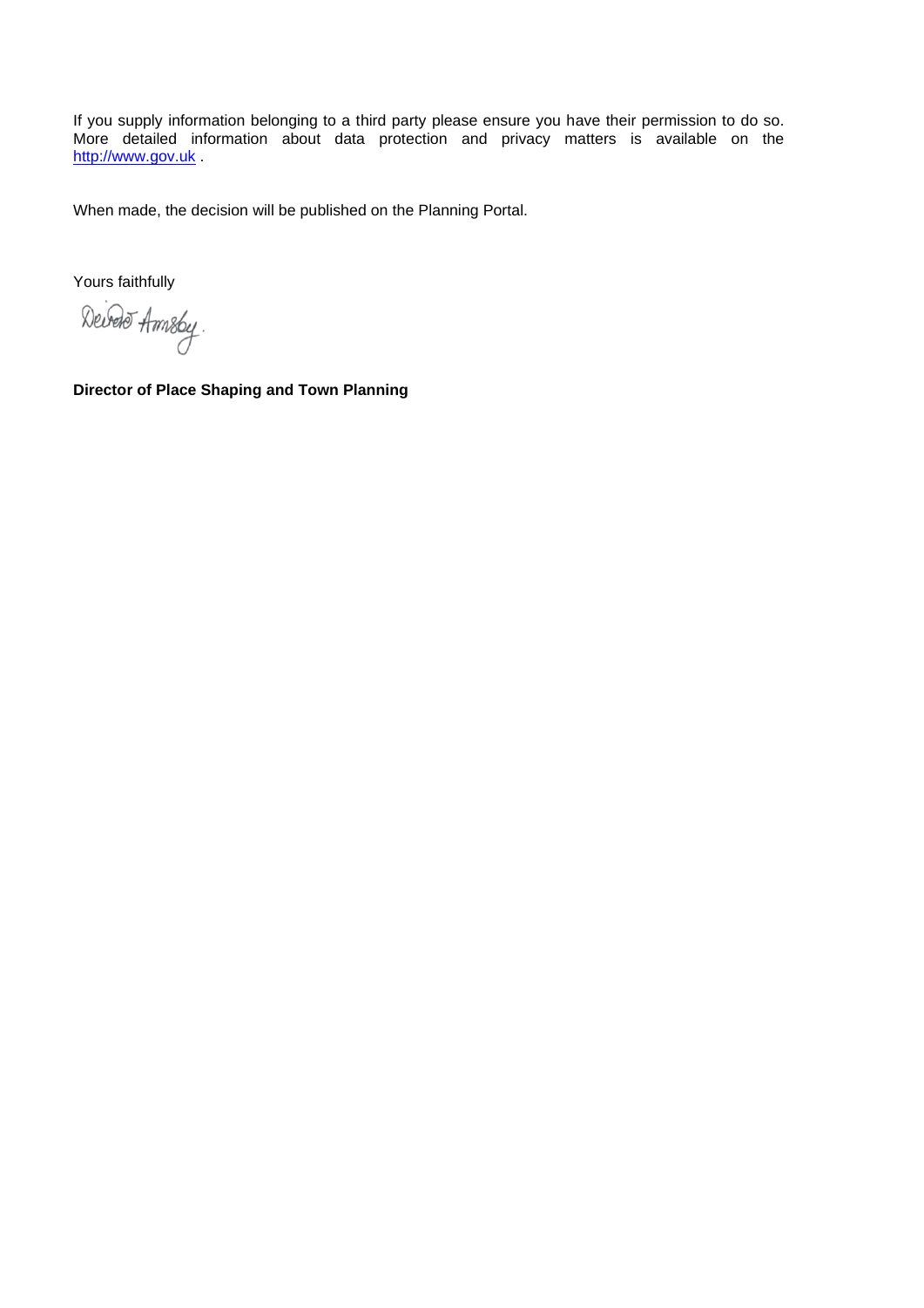If you supply information belonging to a third party please ensure you have their permission to do so. More detailed information about data protection and privacy matters is available on the http://www.gov.uk .

When made, the decision will be published on the Planning Portal.

Yours faithfully

**Director of Place Shaping and Town Planning**